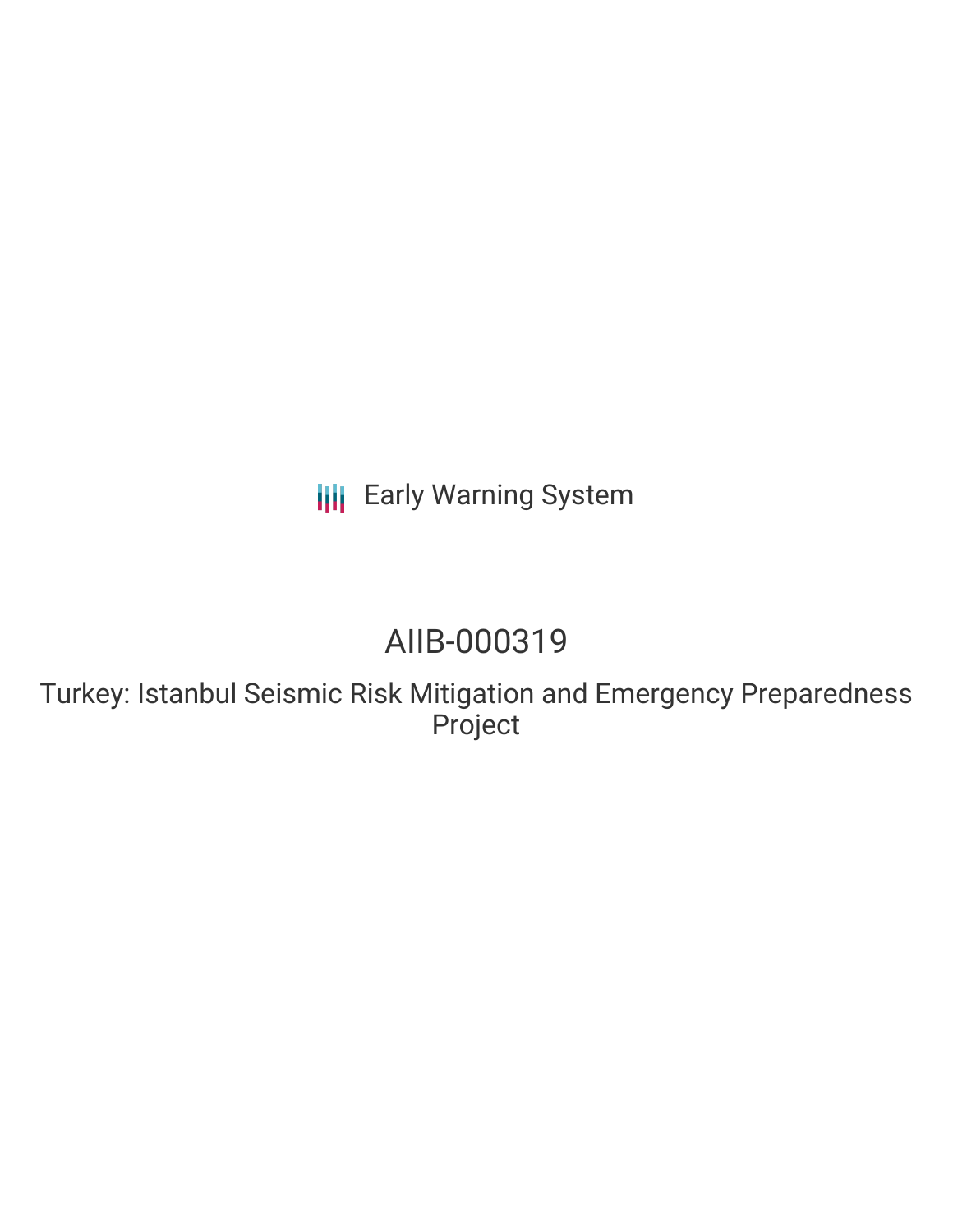Early Warning System

# AIIB-000319

## Turkey: Istanbul Seismic Risk Mitigation and Emergency Preparedness Project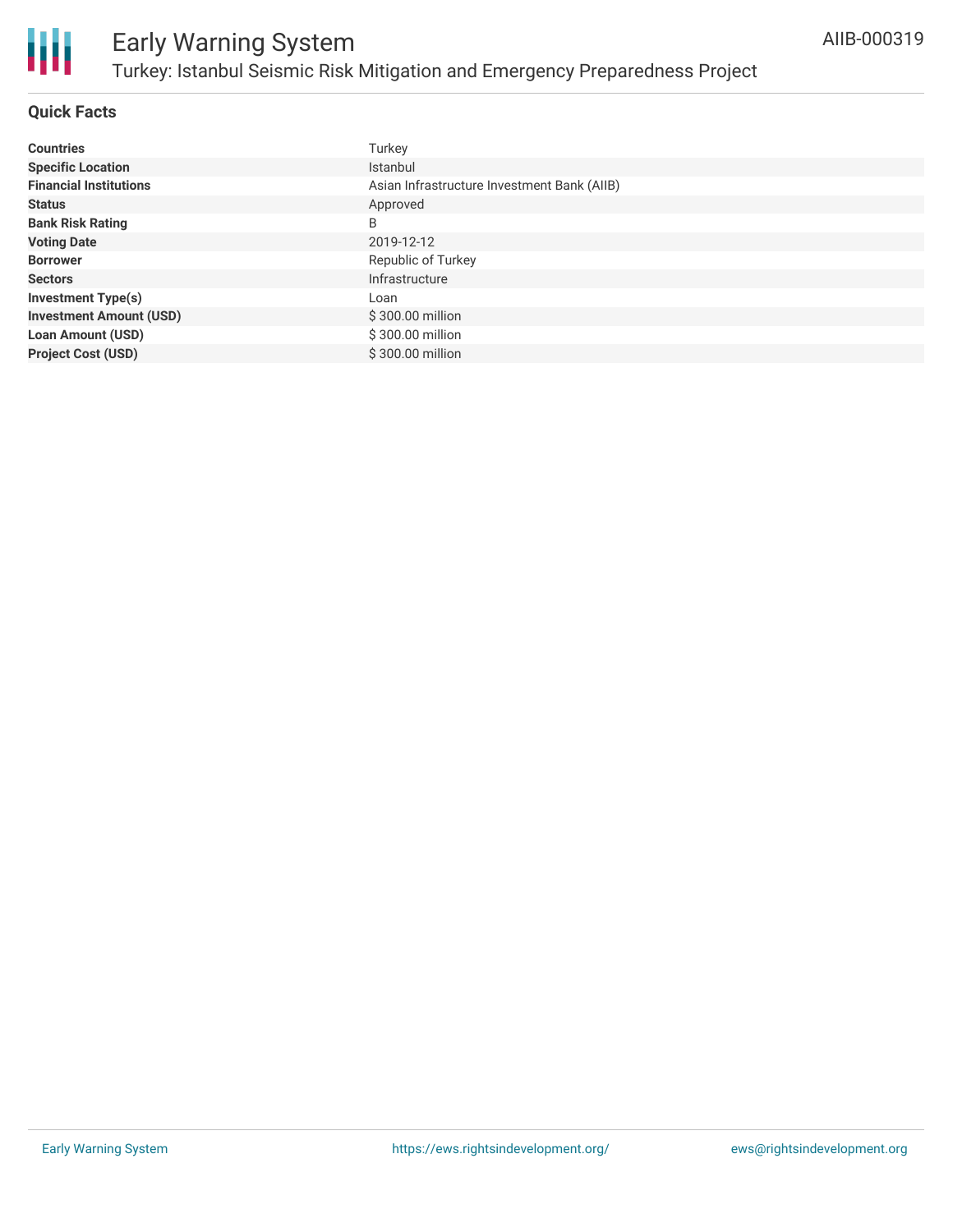# Early Warning System

## Turkey: Istanbul Seismic Risk Mitigation and Emergency Preparedness Project

AIIB-000319

### Quick Facts

| | |
|---|---|
| **Countries** | Turkey |
| **Specific Location** | Istanbul |
| **Financial Institutions** | Asian Infrastructure Investment Bank (AIIB) |
| **Status** | Approved |
| **Bank Risk Rating** | B |
| **Voting Date** | 2019-12-12 |
| **Borrower** | Republic of Turkey |
| **Sectors** | Infrastructure |
| **Investment Type(s)** | Loan |
| **Investment Amount (USD)** | $ 300.00 million |
| **Loan Amount (USD)** | $ 300.00 million |
| **Project Cost (USD)** | $ 300.00 million |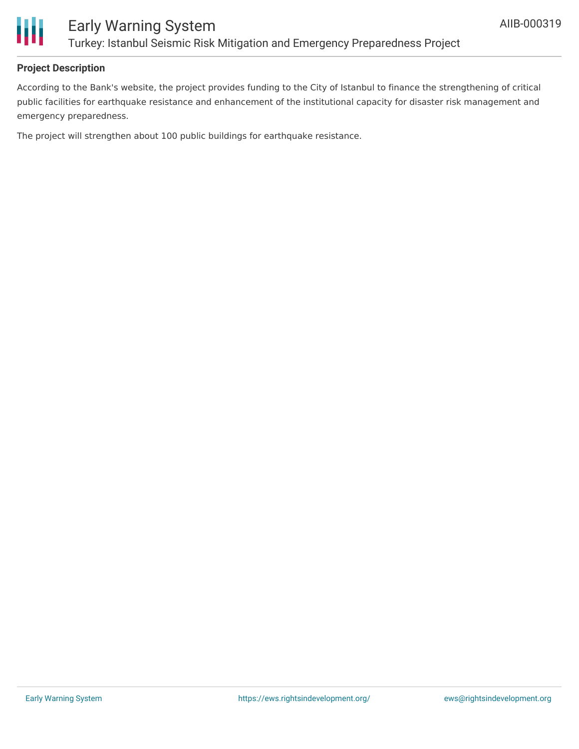### Project Description

According to the Bank's website, the project provides funding to the City of Istanbul to finance the strengthening of critical public facilities for earthquake resistance and enhancement of the institutional capacity for disaster risk management and emergency preparedness.

The project will strengthen about 100 public buildings for earthquake resistance.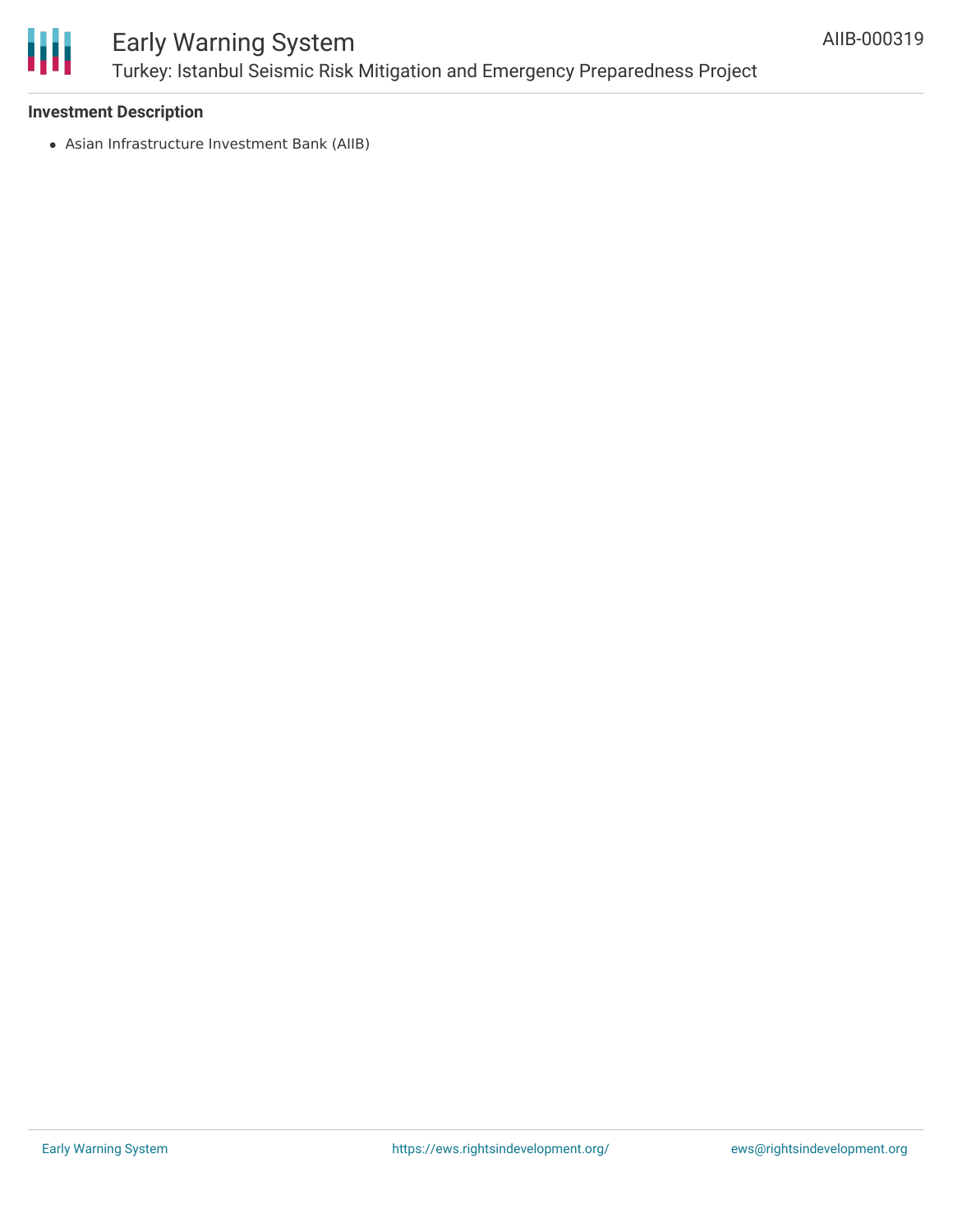### Investment Description

- Asian Infrastructure Investment Bank (AIIB)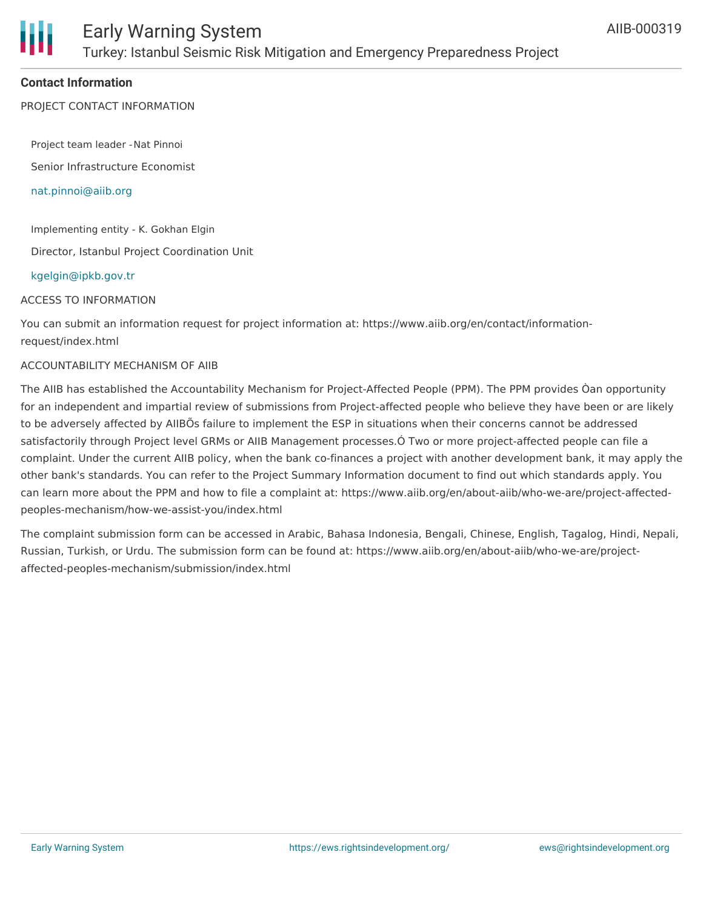## Contact Information

PROJECT CONTACT INFORMATION

Project team leader - Nat Pinnoi

Senior Infrastructure Economist

nat.pinnoi@aiib.org

Implementing entity - K. Gokhan Elgin

Director, Istanbul Project Coordination Unit

kgelgin@ipkb.gov.tr

ACCESS TO INFORMATION

You can submit an information request for project information at: https://www.aiib.org/en/contact/information-request/index.html

ACCOUNTABILITY MECHANISM OF AIIB

The AIIB has established the Accountability Mechanism for Project-Affected People (PPM). The PPM provides Òan opportunity for an independent and impartial review of submissions from Project-affected people who believe they have been or are likely to be adversely affected by AIIBÕs failure to implement the ESP in situations when their concerns cannot be addressed satisfactorily through Project level GRMs or AIIB Management processes.Ó Two or more project-affected people can file a complaint. Under the current AIIB policy, when the bank co-finances a project with another development bank, it may apply the other bank's standards. You can refer to the Project Summary Information document to find out which standards apply. You can learn more about the PPM and how to file a complaint at: https://www.aiib.org/en/about-aiib/who-we-are/project-affected-peoples-mechanism/how-we-assist-you/index.html

The complaint submission form can be accessed in Arabic, Bahasa Indonesia, Bengali, Chinese, English, Tagalog, Hindi, Nepali, Russian, Turkish, or Urdu. The submission form can be found at: https://www.aiib.org/en/about-aiib/who-we-are/project-affected-peoples-mechanism/submission/index.html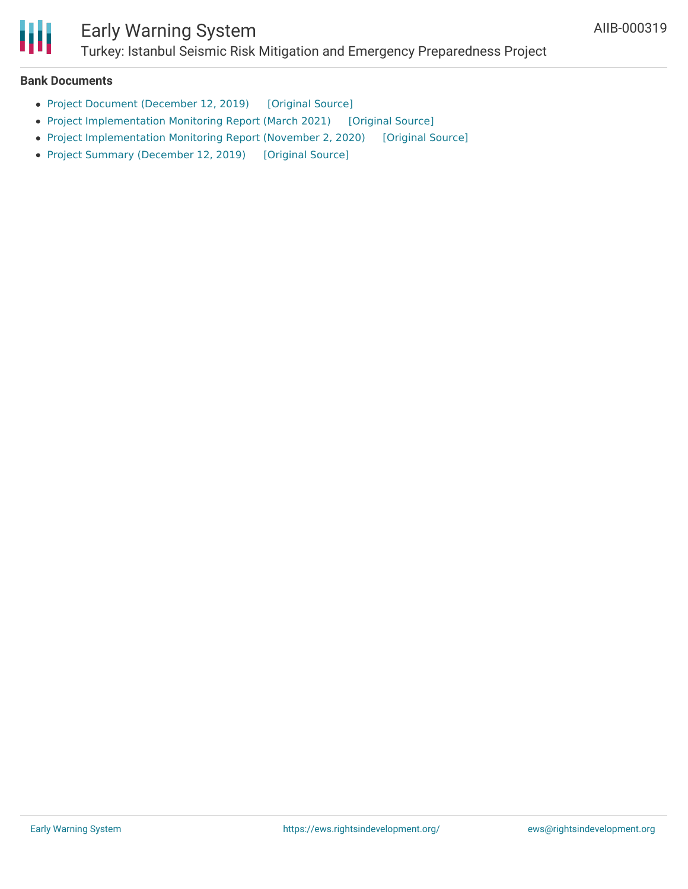### Bank Documents

- Project Document (December 12, 2019) [Original Source]
- Project Implementation Monitoring Report (March 2021) [Original Source]
- Project Implementation Monitoring Report (November 2, 2020) [Original Source]
- Project Summary (December 12, 2019) [Original Source]